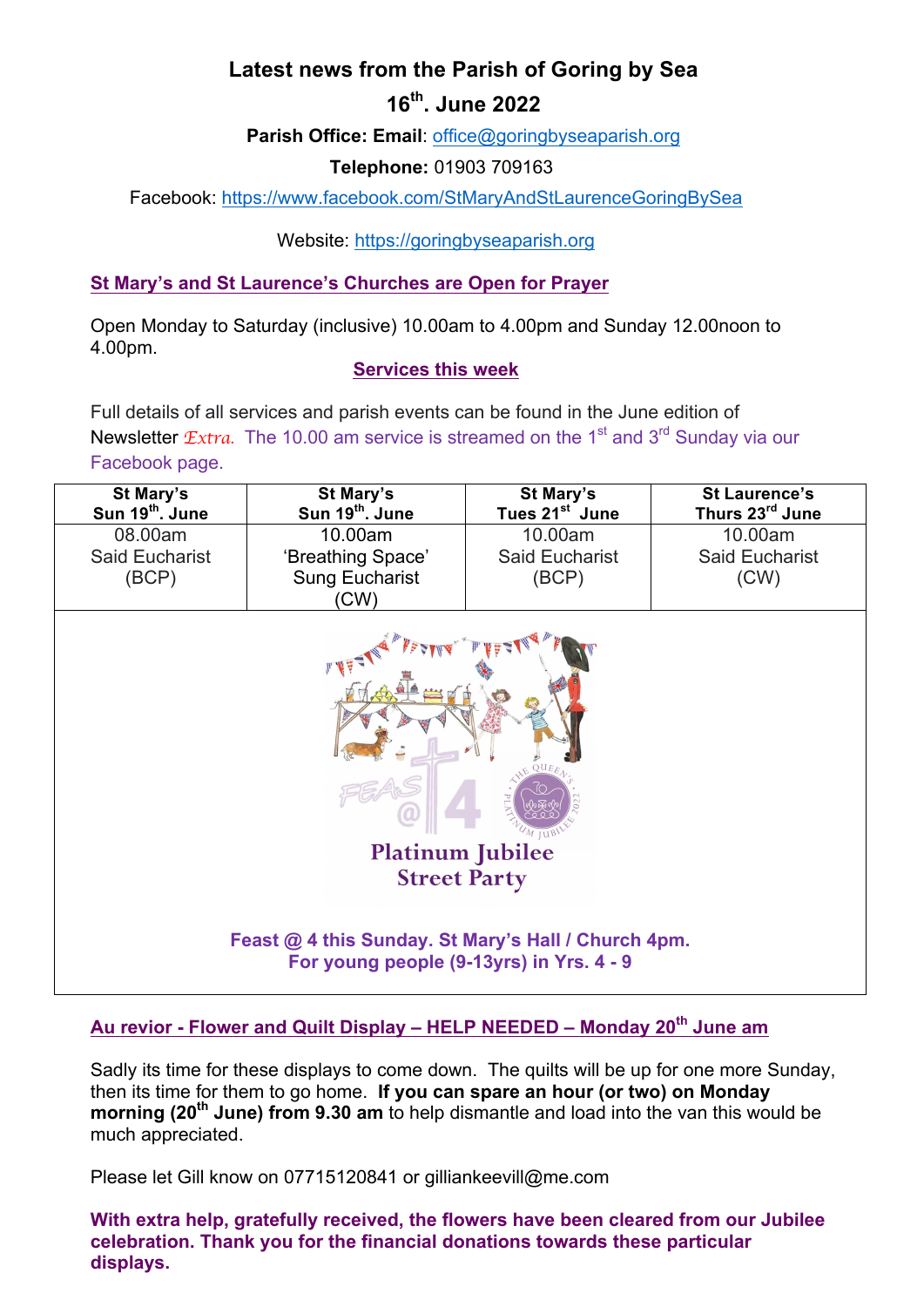# Latest news from the Parish of Goring by Sea

## 16th. June 2022

**Parish Office: Email**: office@goringbyseaparish.org

**Telephone:** 01903 709163

Facebook: https://www.facebook.com/StMaryAndStLaurenceGoringBySea

Website: https://goringbyseaparish.org

## St Mary's and St Laurence's Churches are Open for Prayer

Open Monday to Saturday (inclusive) 10.00am to 4.00pm and Sunday 12.00noon to 4.00pm.

## Services this week

Full details of all services and parish events can be found in the June edition of Newsletter *Extra.* The 10.00 am service is streamed on the 1st and 3rd Sunday via our Facebook page.

| St Mary's Sun 19th. June | St Mary's Sun 19th. June | St Mary's Tues 21st June | St Laurence's Thurs 23rd June |
|---|---|---|---|
| 08.00am Said Eucharist (BCP) | 10.00am 'Breathing Space' Sung Eucharist (CW) | 10.00am Said Eucharist (BCP) | 10.00am Said Eucharist (CW) |

**Platinum Jubilee Street Party**

**Feast @ 4 this Sunday. St Mary's Hall / Church 4pm.**
**For young people (9-13yrs) in Yrs. 4 - 9**

## Au revior - Flower and Quilt Display – HELP NEEDED – Monday 20th June am

Sadly its time for these displays to come down. The quilts will be up for one more Sunday, then its time for them to go home. **If you can spare an hour (or two) on Monday morning (20th June) from 9.30 am** to help dismantle and load into the van this would be much appreciated.

Please let Gill know on 07715120841 or gilliankeevill@me.com

**With extra help, gratefully received, the flowers have been cleared from our Jubilee celebration. Thank you for the financial donations towards these particular displays.**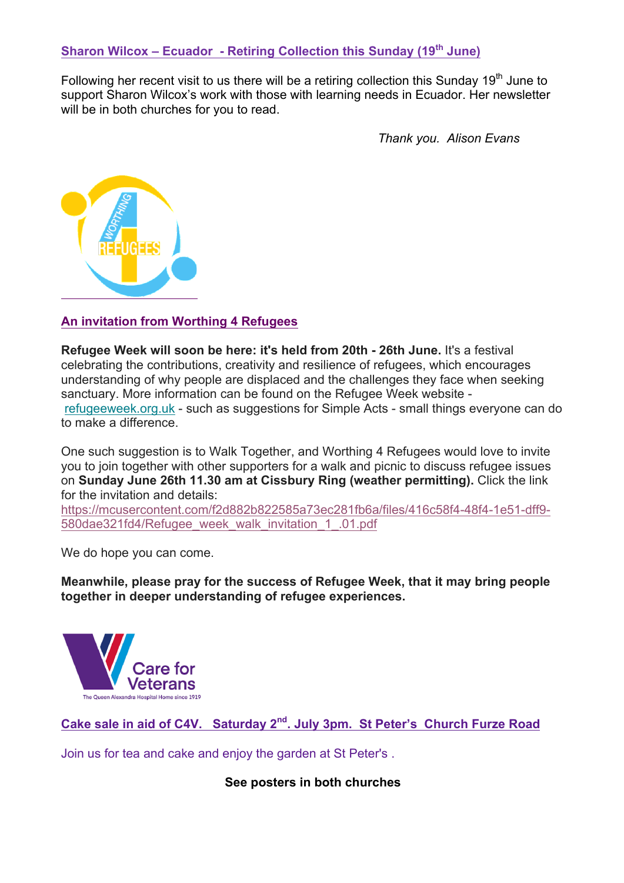**Sharon Wilcox – Ecuador - Retiring Collection this Sunday (19th June)**

Following her recent visit to us there will be a retiring collection this Sunday 19th June to support Sharon Wilcox's work with those with learning needs in Ecuador. Her newsletter will be in both churches for you to read.

*Thank you. Alison Evans*

**An invitation from Worthing 4 Refugees**

**Refugee Week will soon be here: it's held from 20th - 26th June.** It's a festival celebrating the contributions, creativity and resilience of refugees, which encourages understanding of why people are displaced and the challenges they face when seeking sanctuary. More information can be found on the Refugee Week website - refugeeweek.org.uk - such as suggestions for Simple Acts - small things everyone can do to make a difference.

One such suggestion is to Walk Together, and Worthing 4 Refugees would love to invite you to join together with other supporters for a walk and picnic to discuss refugee issues on **Sunday June 26th 11.30 am at Cissbury Ring (weather permitting).** Click the link for the invitation and details:
https://mcusercontent.com/f2d882b822585a73ec281fb6a/files/416c58f4-48f4-1e51-dff9-580dae321fd4/Refugee_week_walk_invitation_1_.01.pdf

We do hope you can come.

**Meanwhile, please pray for the success of Refugee Week, that it may bring people together in deeper understanding of refugee experiences.**

**Cake sale in aid of C4V. Saturday 2nd. July 3pm. St Peter's Church Furze Road**

Join us for tea and cake and enjoy the garden at St Peter's .

**See posters in both churches**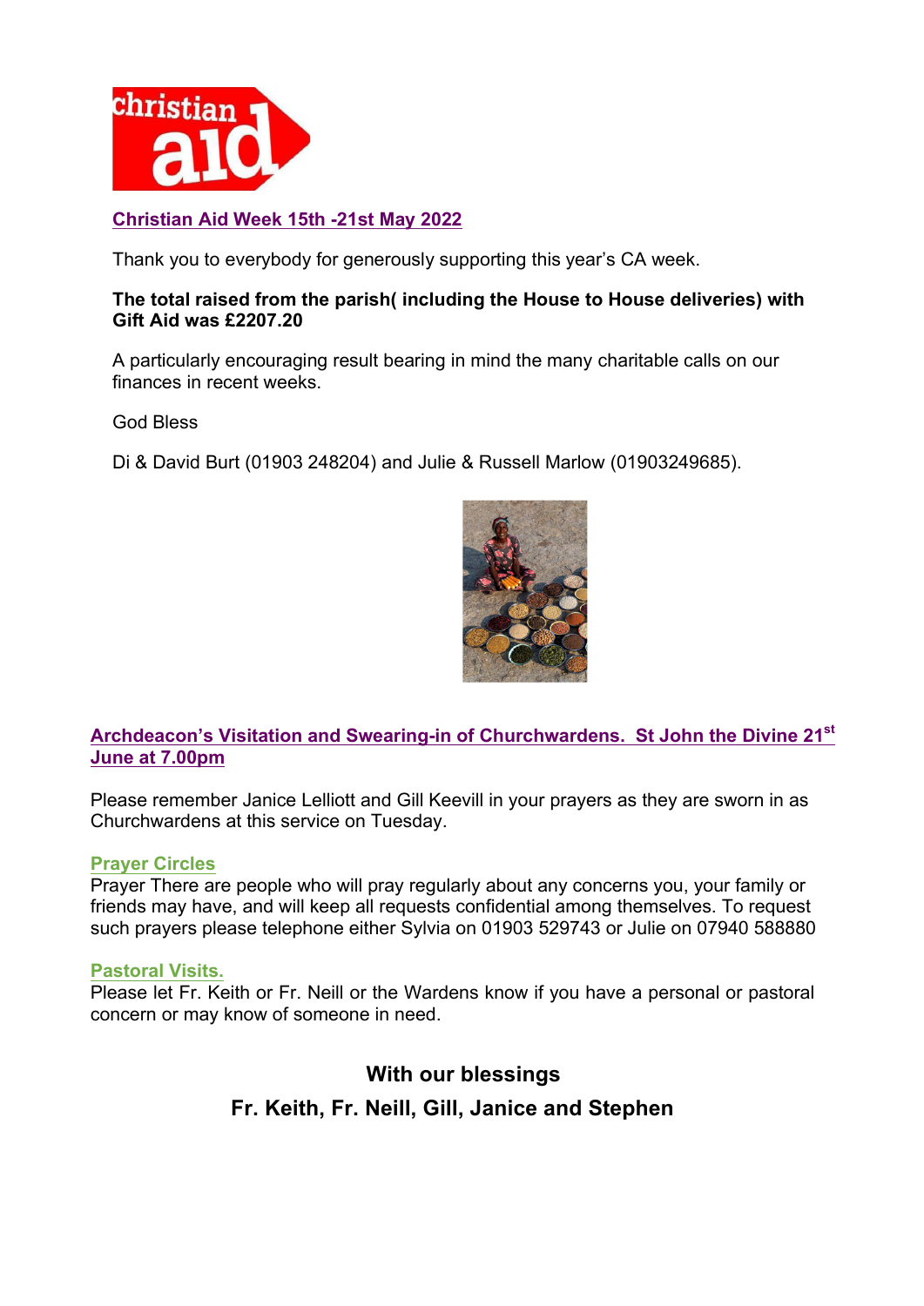## Christian Aid Week 15th -21st May 2022

Thank you to everybody for generously supporting this year's CA week.

**The total raised from the parish( including the House to House deliveries) with Gift Aid was £2207.20**

A particularly encouraging result bearing in mind the many charitable calls on our finances in recent weeks.

God Bless

Di & David Burt (01903 248204) and Julie & Russell Marlow (01903249685).

## Archdeacon's Visitation and Swearing-in of Churchwardens. St John the Divine 21st June at 7.00pm

Please remember Janice Lelliott and Gill Keevill in your prayers as they are sworn in as Churchwardens at this service on Tuesday.

### Prayer Circles

Prayer There are people who will pray regularly about any concerns you, your family or friends may have, and will keep all requests confidential among themselves. To request such prayers please telephone either Sylvia on 01903 529743 or Julie on 07940 588880

### Pastoral Visits.

Please let Fr. Keith or Fr. Neill or the Wardens know if you have a personal or pastoral concern or may know of someone in need.

**With our blessings**

**Fr. Keith, Fr. Neill, Gill, Janice and Stephen**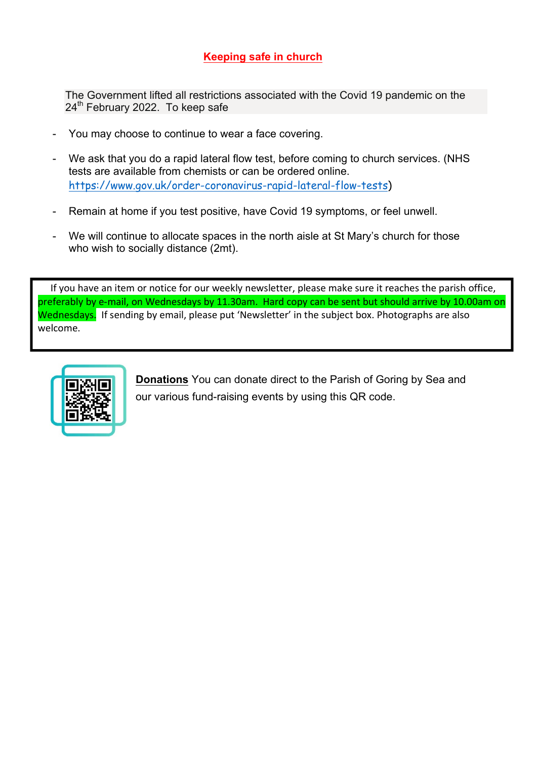## Keeping safe in church

The Government lifted all restrictions associated with the Covid 19 pandemic on the 24th February 2022. To keep safe

- You may choose to continue to wear a face covering.
- We ask that you do a rapid lateral flow test, before coming to church services. (NHS tests are available from chemists or can be ordered online. https://www.gov.uk/order-coronavirus-rapid-lateral-flow-tests)
- Remain at home if you test positive, have Covid 19 symptoms, or feel unwell.
- We will continue to allocate spaces in the north aisle at St Mary's church for those who wish to socially distance (2mt).

If you have an item or notice for our weekly newsletter, please make sure it reaches the parish office, preferably by e-mail, on Wednesdays by 11.30am. Hard copy can be sent but should arrive by 10.00am on Wednesdays. If sending by email, please put 'Newsletter' in the subject box. Photographs are also welcome.

**Donations** You can donate direct to the Parish of Goring by Sea and our various fund-raising events by using this QR code.